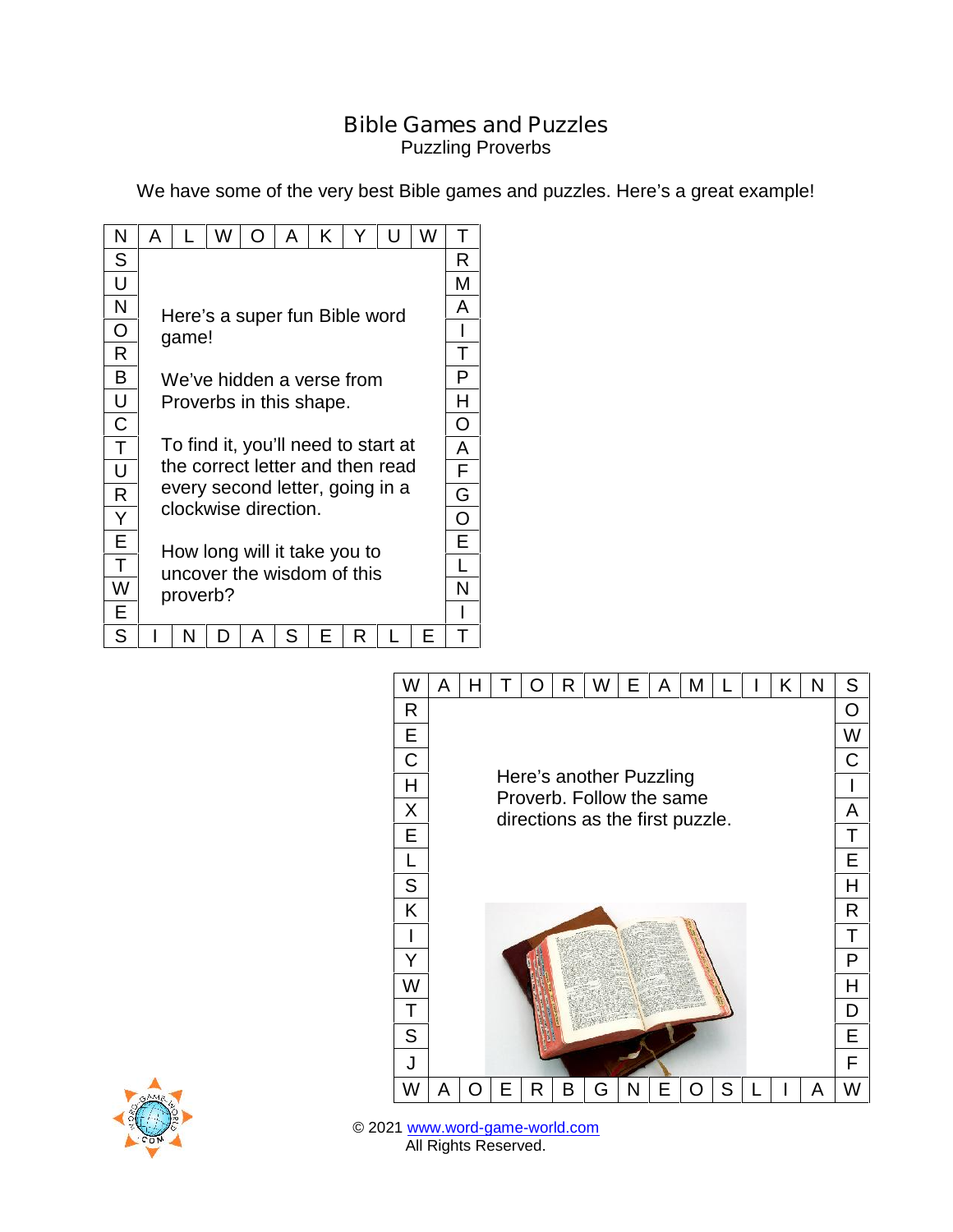# Bible Games and Puzzles

## Puzzling Proverbs

We have some of the very best Bible games and puzzles. Here's a great example!

| N | A | L | W | O | A | K | Y | U | W | T |
|---|---|---|---|---|---|---|---|---|---|---|
| S | | | | | | | | | | R |
| U | | | | | | | | | | M |
| N | | | | | | | | | | A |
| O | | | | | | | | | | I |
| R | | | | | | | | | | T |
| B | | | | | | | | | | P |
| U | | | | | | | | | | H |
| C | | | | | | | | | | O |
| T | | | | | | | | | | A |
| U | | | | | | | | | | F |
| R | | | | | | | | | | G |
| Y | | | | | | | | | | O |
| E | | | | | | | | | | E |
| T | | | | | | | | | | L |
| W | | | | | | | | | | N |
| E | | | | | | | | | | I |
| S | I | N | D | A | S | E | R | L | E | T |

Here's a super fun Bible word game!

We've hidden a verse from Proverbs in this shape.

To find it, you'll need to start at the correct letter and then read every second letter, going in a clockwise direction.

How long will it take you to uncover the wisdom of this proverb?

| W | A | H | T | O | R | W | E | A | M | L | I | K | N | S |
|---|---|---|---|---|---|---|---|---|---|---|---|---|---|---|
| R | | | | | | | | | | | | | | O |
| E | | | | | | | | | | | | | | W |
| C | | | | | | | | | | | | | | C |
| H | | | | | | | | | | | | | | I |
| X | | | | | | | | | | | | | | A |
| E | | | | | | | | | | | | | | T |
| L | | | | | | | | | | | | | | E |
| S | | | | | | | | | | | | | | H |
| K | | | | | | | | | | | | | | R |
| I | | | | | | | | | | | | | | T |
| Y | | | | | | | | | | | | | | P |
| W | | | | | | | | | | | | | | H |
| T | | | | | | | | | | | | | | D |
| S | | | | | | | | | | | | | | E |
| J | | | | | | | | | | | | | | F |
| W | A | O | E | R | B | G | N | E | O | S | L | I | A | W |

Here's another Puzzling Proverb. Follow the same directions as the first puzzle.

© 2021 www.word-game-world.com
All Rights Reserved.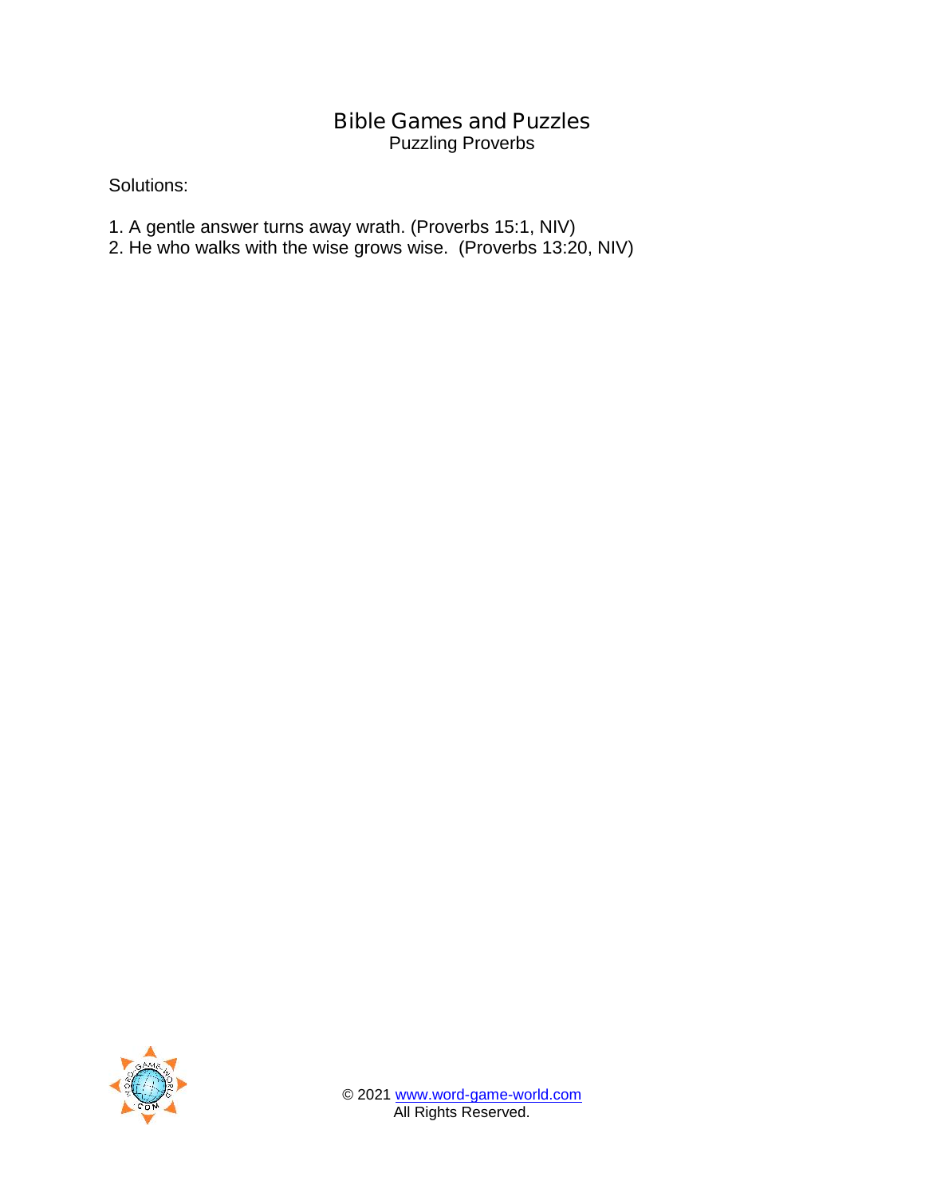# Bible Games and Puzzles

## Puzzling Proverbs

Solutions:

1. A gentle answer turns away wrath. (Proverbs 15:1, NIV)
2. He who walks with the wise grows wise. (Proverbs 13:20, NIV)

© 2021 [www.word-game-world.com](http://www.word-game-world.com)
All Rights Reserved.